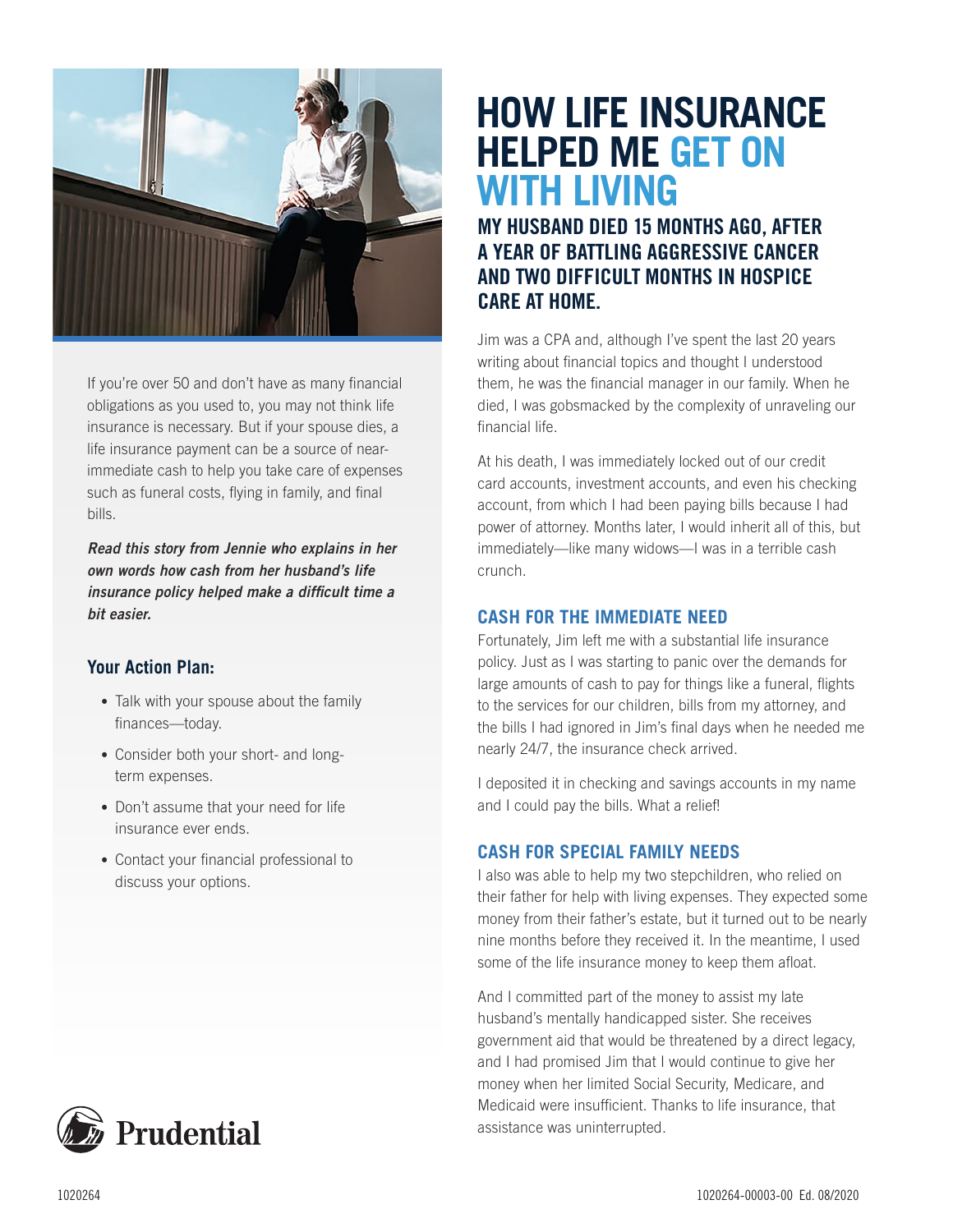# HOW LIFE INSURANCE HELPED ME GET ON WITH LIVING

## MY HUSBAND DIED 15 MONTHS AGO, AFTER A YEAR OF BATTLING AGGRESSIVE CANCER AND TWO DIFFICULT MONTHS IN HOSPICE CARE AT HOME.

If you're over 50 and don't have as many financial obligations as you used to, you may not think life insurance is necessary. But if your spouse dies, a life insurance payment can be a source of near-immediate cash to help you take care of expenses such as funeral costs, flying in family, and final bills.

***Read this story from Jennie who explains in her own words how cash from her husband's life insurance policy helped make a difficult time a bit easier.***

### Your Action Plan:

- Talk with your spouse about the family finances—today.
- Consider both your short- and long-term expenses.
- Don't assume that your need for life insurance ever ends.
- Contact your financial professional to discuss your options.

Jim was a CPA and, although I've spent the last 20 years writing about financial topics and thought I understood them, he was the financial manager in our family. When he died, I was gobsmacked by the complexity of unraveling our financial life.

At his death, I was immediately locked out of our credit card accounts, investment accounts, and even his checking account, from which I had been paying bills because I had power of attorney. Months later, I would inherit all of this, but immediately—like many widows—I was in a terrible cash crunch.

### CASH FOR THE IMMEDIATE NEED

Fortunately, Jim left me with a substantial life insurance policy. Just as I was starting to panic over the demands for large amounts of cash to pay for things like a funeral, flights to the services for our children, bills from my attorney, and the bills I had ignored in Jim's final days when he needed me nearly 24/7, the insurance check arrived.

I deposited it in checking and savings accounts in my name and I could pay the bills. What a relief!

### CASH FOR SPECIAL FAMILY NEEDS

I also was able to help my two stepchildren, who relied on their father for help with living expenses. They expected some money from their father's estate, but it turned out to be nearly nine months before they received it. In the meantime, I used some of the life insurance money to keep them afloat.

And I committed part of the money to assist my late husband's mentally handicapped sister. She receives government aid that would be threatened by a direct legacy, and I had promised Jim that I would continue to give her money when her limited Social Security, Medicare, and Medicaid were insufficient. Thanks to life insurance, that assistance was uninterrupted.

Prudential

1020264 1020264-00003-00 Ed. 08/2020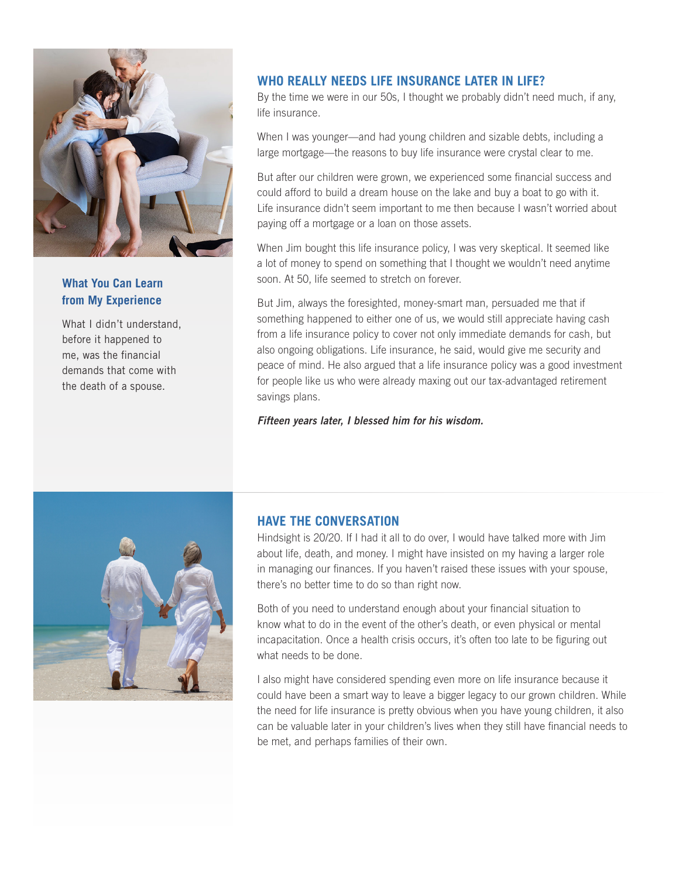### What You Can Learn from My Experience

What I didn't understand, before it happened to me, was the financial demands that come with the death of a spouse.

## WHO REALLY NEEDS LIFE INSURANCE LATER IN LIFE?

By the time we were in our 50s, I thought we probably didn't need much, if any, life insurance.

When I was younger—and had young children and sizable debts, including a large mortgage—the reasons to buy life insurance were crystal clear to me.

But after our children were grown, we experienced some financial success and could afford to build a dream house on the lake and buy a boat to go with it. Life insurance didn't seem important to me then because I wasn't worried about paying off a mortgage or a loan on those assets.

When Jim bought this life insurance policy, I was very skeptical. It seemed like a lot of money to spend on something that I thought we wouldn't need anytime soon. At 50, life seemed to stretch on forever.

But Jim, always the foresighted, money-smart man, persuaded me that if something happened to either one of us, we would still appreciate having cash from a life insurance policy to cover not only immediate demands for cash, but also ongoing obligations. Life insurance, he said, would give me security and peace of mind. He also argued that a life insurance policy was a good investment for people like us who were already maxing out our tax-advantaged retirement savings plans.

***Fifteen years later, I blessed him for his wisdom.***

## HAVE THE CONVERSATION

Hindsight is 20/20. If I had it all to do over, I would have talked more with Jim about life, death, and money. I might have insisted on my having a larger role in managing our finances. If you haven't raised these issues with your spouse, there's no better time to do so than right now.

Both of you need to understand enough about your financial situation to know what to do in the event of the other's death, or even physical or mental incapacitation. Once a health crisis occurs, it's often too late to be figuring out what needs to be done.

I also might have considered spending even more on life insurance because it could have been a smart way to leave a bigger legacy to our grown children. While the need for life insurance is pretty obvious when you have young children, it also can be valuable later in your children's lives when they still have financial needs to be met, and perhaps families of their own.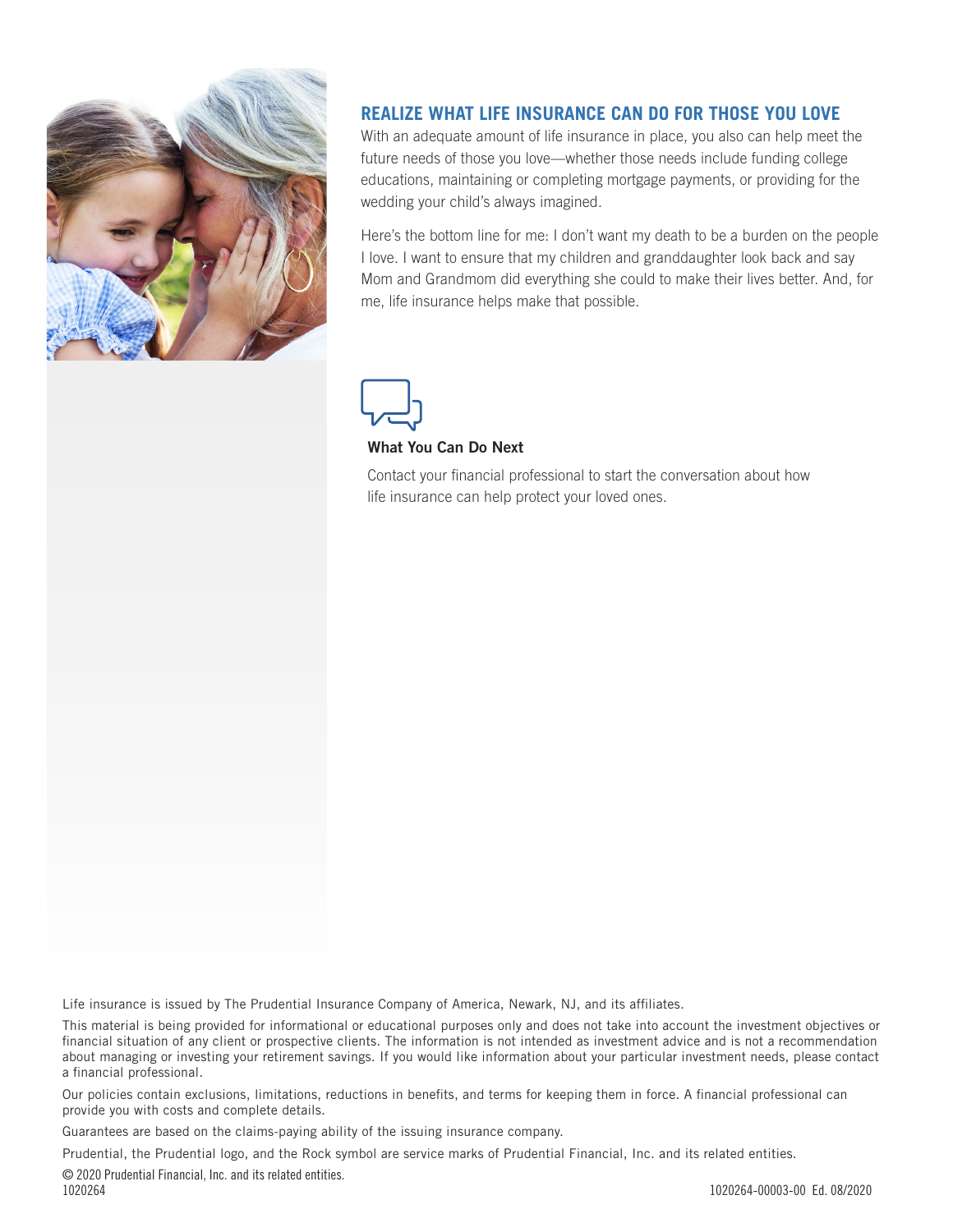## REALIZE WHAT LIFE INSURANCE CAN DO FOR THOSE YOU LOVE

With an adequate amount of life insurance in place, you also can help meet the future needs of those you love—whether those needs include funding college educations, maintaining or completing mortgage payments, or providing for the wedding your child's always imagined.

Here's the bottom line for me: I don't want my death to be a burden on the people I love. I want to ensure that my children and granddaughter look back and say Mom and Grandmom did everything she could to make their lives better. And, for me, life insurance helps make that possible.

**What You Can Do Next**

Contact your financial professional to start the conversation about how life insurance can help protect your loved ones.

Life insurance is issued by The Prudential Insurance Company of America, Newark, NJ, and its affiliates.

This material is being provided for informational or educational purposes only and does not take into account the investment objectives or financial situation of any client or prospective clients. The information is not intended as investment advice and is not a recommendation about managing or investing your retirement savings. If you would like information about your particular investment needs, please contact a financial professional.

Our policies contain exclusions, limitations, reductions in benefits, and terms for keeping them in force. A financial professional can provide you with costs and complete details.

Guarantees are based on the claims-paying ability of the issuing insurance company.

Prudential, the Prudential logo, and the Rock symbol are service marks of Prudential Financial, Inc. and its related entities.

© 2020 Prudential Financial, Inc. and its related entities.
1020264

1020264-00003-00 Ed. 08/2020